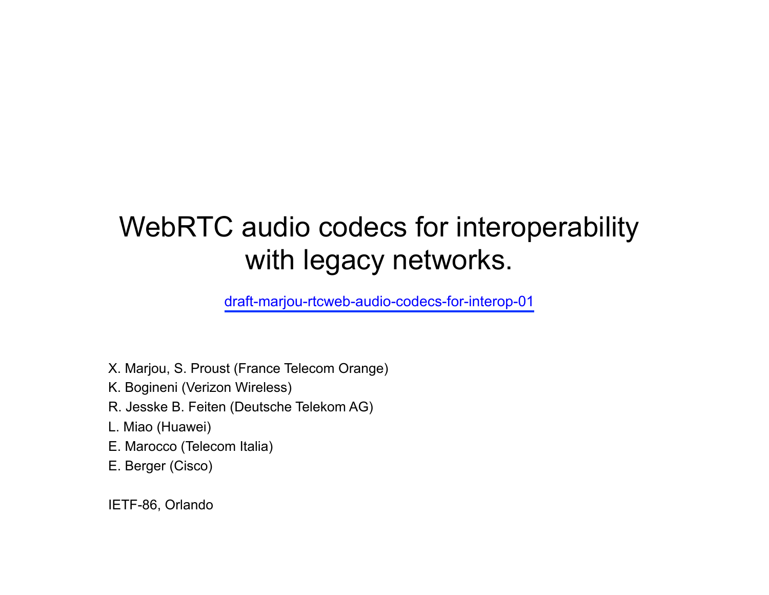# WebRTC audio codecs for interoperability with legacy networks.

draft-marjou-rtcweb-audio-codecs-for-interop-01

X. Marjou, S. Proust (France Telecom Orange)

K. Bogineni (Verizon Wireless)

R. Jesske B. Feiten (Deutsche Telekom AG)

L. Miao (Huawei)

E. Marocco (Telecom Italia)

E. Berger (Cisco)

IETF-86, Orlando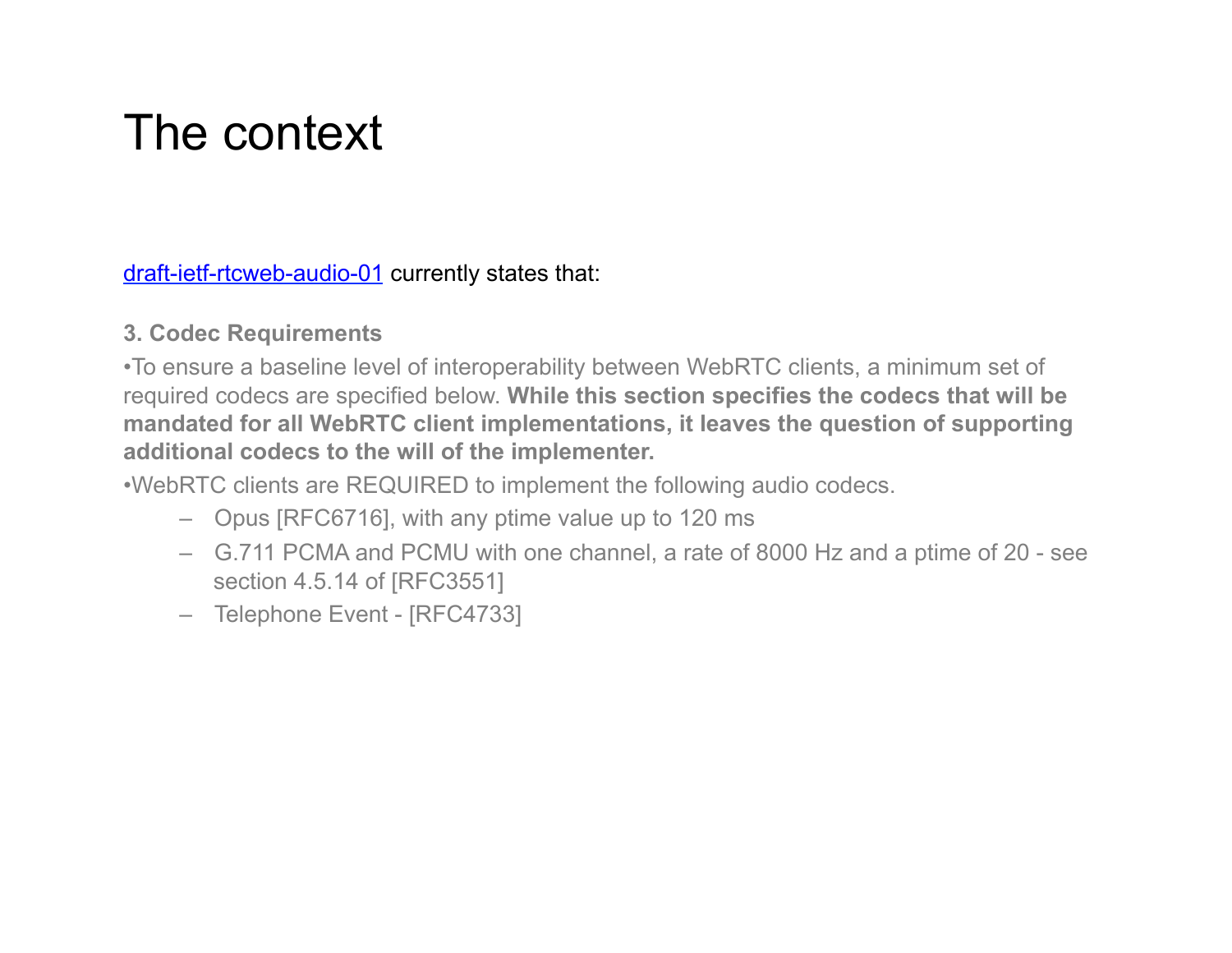# The context

draft-ietf-rtcweb-audio-01 currently states that:

**3. Codec Requirements**

- To ensure a baseline level of interoperability between WebRTC clients, a minimum set of required codecs are specified below. **While this section specifies the codecs that will be mandated for all WebRTC client implementations, it leaves the question of supporting additional codecs to the will of the implementer.**
- WebRTC clients are REQUIRED to implement the following audio codecs.
  - Opus [RFC6716], with any ptime value up to 120 ms
  - G.711 PCMA and PCMU with one channel, a rate of 8000 Hz and a ptime of 20 - see section 4.5.14 of [RFC3551]
  - Telephone Event - [RFC4733]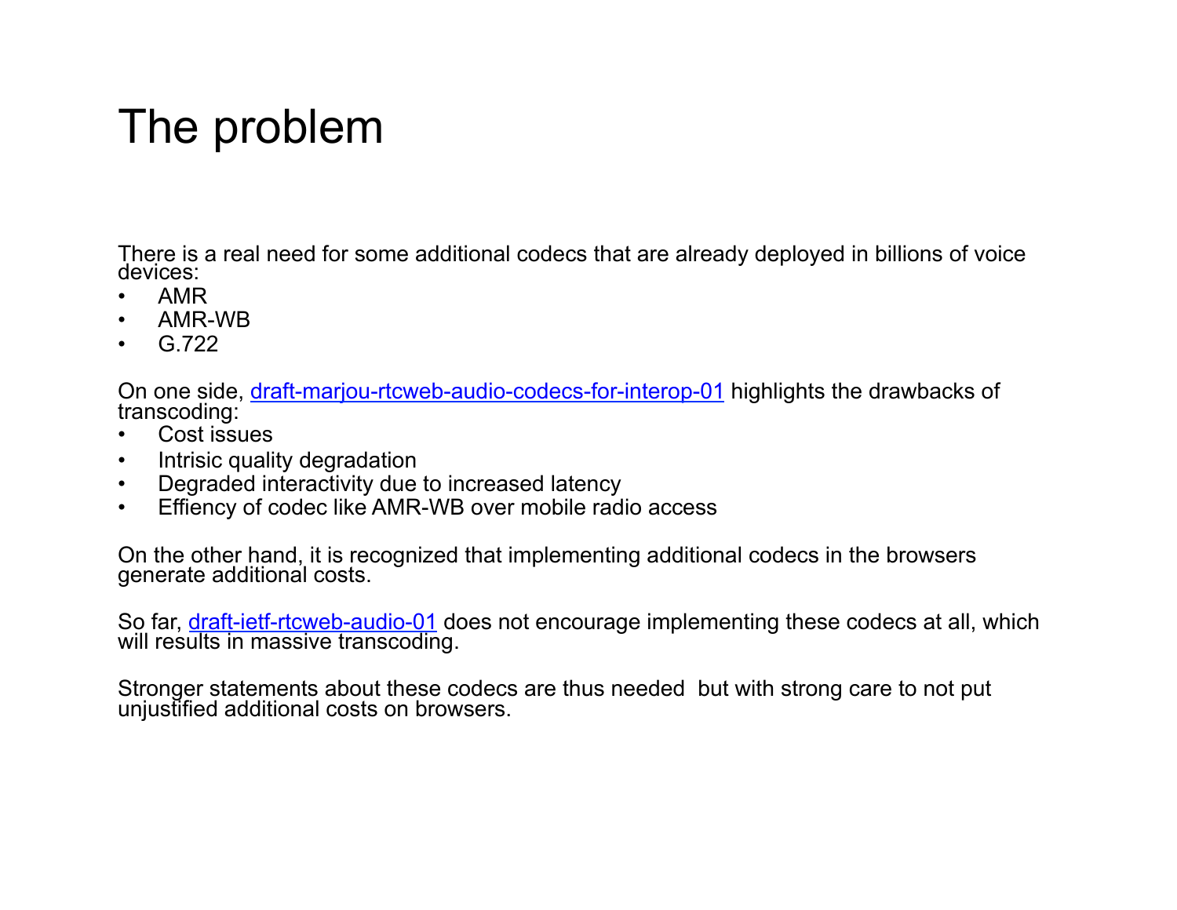# The problem

There is a real need for some additional codecs that are already deployed in billions of voice devices:

- AMR
- AMR-WB
- G.722

On one side, draft-marjou-rtcweb-audio-codecs-for-interop-01 highlights the drawbacks of transcoding:

- Cost issues
- Intrisic quality degradation
- Degraded interactivity due to increased latency
- Effiency of codec like AMR-WB over mobile radio access

On the other hand, it is recognized that implementing additional codecs in the browsers generate additional costs.

So far, draft-ietf-rtcweb-audio-01 does not encourage implementing these codecs at all, which will results in massive transcoding.

Stronger statements about these codecs are thus needed  but with strong care to not put unjustified additional costs on browsers.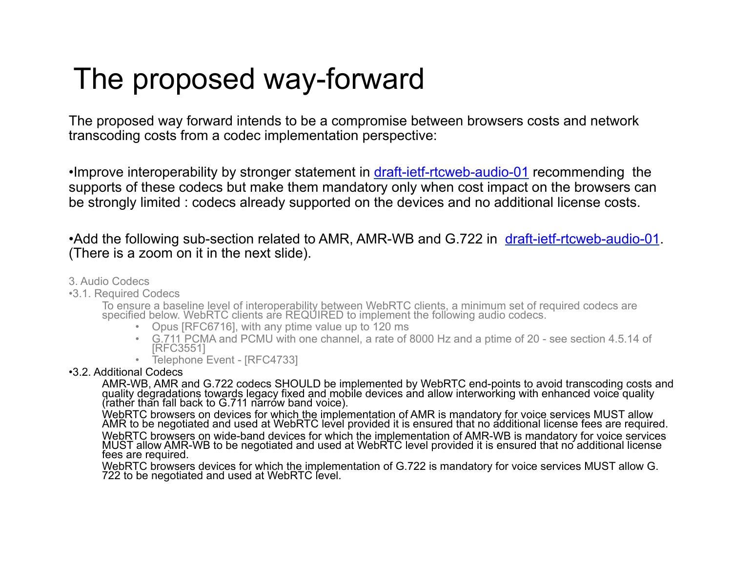# The proposed way-forward

The proposed way forward intends to be a compromise between browsers costs and network transcoding costs from a codec implementation perspective:

- Improve interoperability by stronger statement in [draft-ietf-rtcweb-audio-01] recommending the supports of these codecs but make them mandatory only when cost impact on the browsers can be strongly limited : codecs already supported on the devices and no additional license costs.

- Add the following sub-section related to AMR, AMR-WB and G.722 in [draft-ietf-rtcweb-audio-01]. (There is a zoom on it in the next slide).

3. Audio Codecs

- 3.1. Required Codecs

  To ensure a baseline level of interoperability between WebRTC clients, a minimum set of required codecs are specified below. WebRTC clients are REQUIRED to implement the following audio codecs.

  - Opus [RFC6716], with any ptime value up to 120 ms
  - G.711 PCMA and PCMU with one channel, a rate of 8000 Hz and a ptime of 20 - see section 4.5.14 of [RFC3551]
  - Telephone Event - [RFC4733]

- 3.2. Additional Codecs

  AMR-WB, AMR and G.722 codecs SHOULD be implemented by WebRTC end-points to avoid transcoding costs and quality degradations towards legacy fixed and mobile devices and allow interworking with enhanced voice quality (rather than fall back to G.711 narrow band voice).

  WebRTC browsers on devices for which the implementation of AMR is mandatory for voice services MUST allow AMR to be negotiated and used at WebRTC level provided it is ensured that no additional license fees are required.

  WebRTC browsers on wide-band devices for which the implementation of AMR-WB is mandatory for voice services MUST allow AMR-WB to be negotiated and used at WebRTC level provided it is ensured that no additional license fees are required.

  WebRTC browsers devices for which the implementation of G.722 is mandatory for voice services MUST allow G.722 to be negotiated and used at WebRTC level.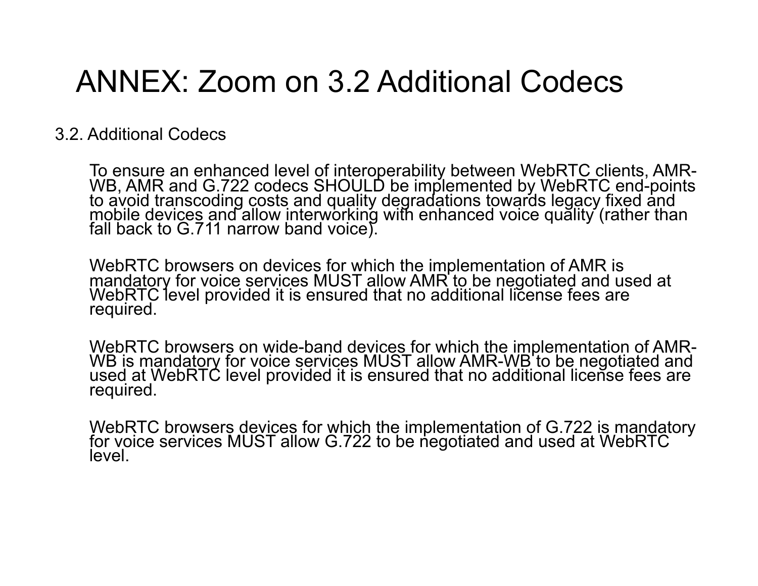# ANNEX: Zoom on 3.2 Additional Codecs

3.2. Additional Codecs

To ensure an enhanced level of interoperability between WebRTC clients, AMR-WB, AMR and G.722 codecs SHOULD be implemented by WebRTC end-points to avoid transcoding costs and quality degradations towards legacy fixed and mobile devices and allow interworking with enhanced voice quality (rather than fall back to G.711 narrow band voice).

WebRTC browsers on devices for which the implementation of AMR is mandatory for voice services MUST allow AMR to be negotiated and used at WebRTC level provided it is ensured that no additional license fees are required.

WebRTC browsers on wide-band devices for which the implementation of AMR-WB is mandatory for voice services MUST allow AMR-WB to be negotiated and used at WebRTC level provided it is ensured that no additional license fees are required.

WebRTC browsers devices for which the implementation of G.722 is mandatory for voice services MUST allow G.722 to be negotiated and used at WebRTC level.